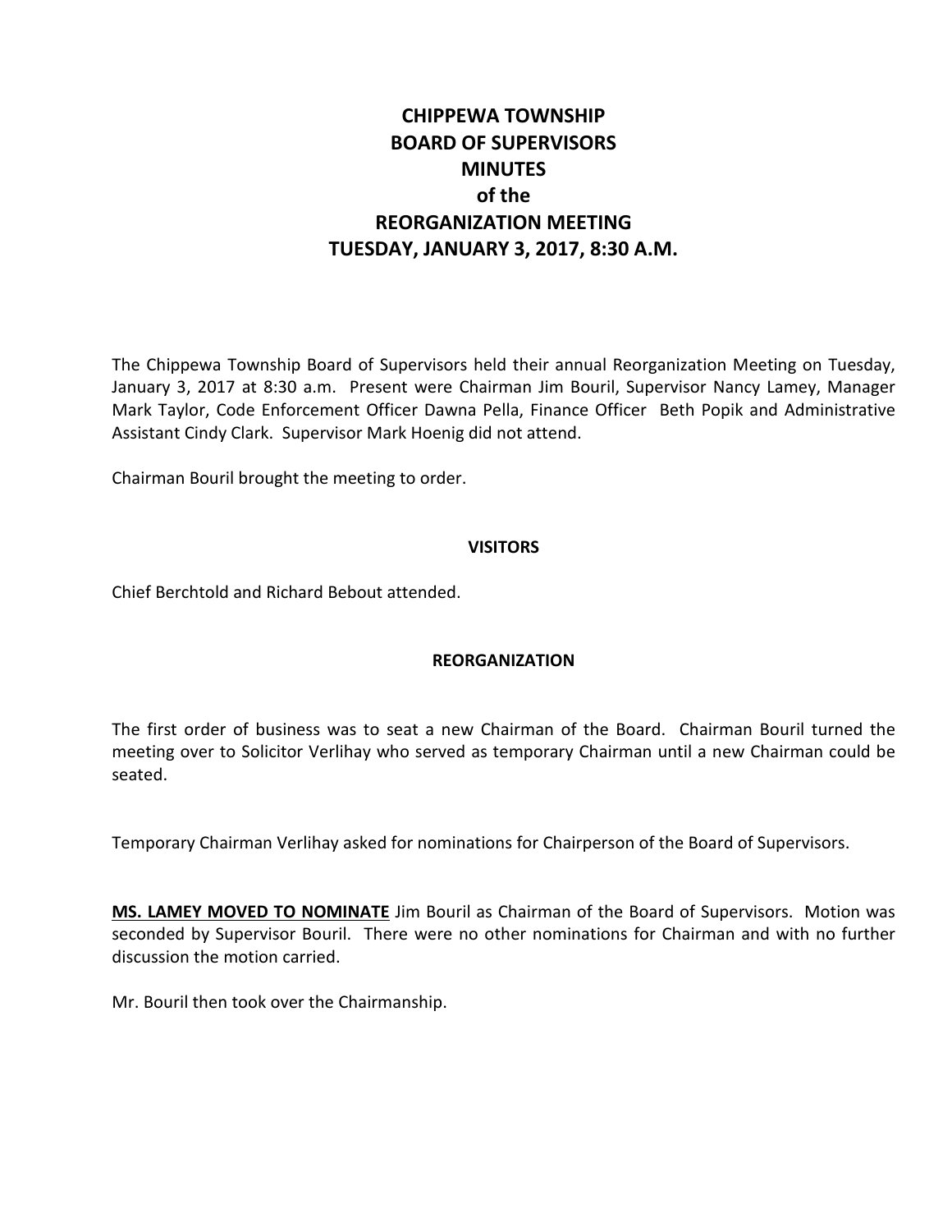# CHIPPEWA TOWNSHIP
# BOARD OF SUPERVISORS
# MINUTES
# of the
# REORGANIZATION MEETING
# TUESDAY, JANUARY 3, 2017, 8:30 A.M.

The Chippewa Township Board of Supervisors held their annual Reorganization Meeting on Tuesday, January 3, 2017 at 8:30 a.m. Present were Chairman Jim Bouril, Supervisor Nancy Lamey, Manager Mark Taylor, Code Enforcement Officer Dawna Pella, Finance Officer Beth Popik and Administrative Assistant Cindy Clark. Supervisor Mark Hoenig did not attend.

Chairman Bouril brought the meeting to order.

## VISITORS

Chief Berchtold and Richard Bebout attended.

## REORGANIZATION

The first order of business was to seat a new Chairman of the Board. Chairman Bouril turned the meeting over to Solicitor Verlihay who served as temporary Chairman until a new Chairman could be seated.

Temporary Chairman Verlihay asked for nominations for Chairperson of the Board of Supervisors.

<u>**MS. LAMEY MOVED TO NOMINATE**</u> Jim Bouril as Chairman of the Board of Supervisors. Motion was seconded by Supervisor Bouril. There were no other nominations for Chairman and with no further discussion the motion carried.

Mr. Bouril then took over the Chairmanship.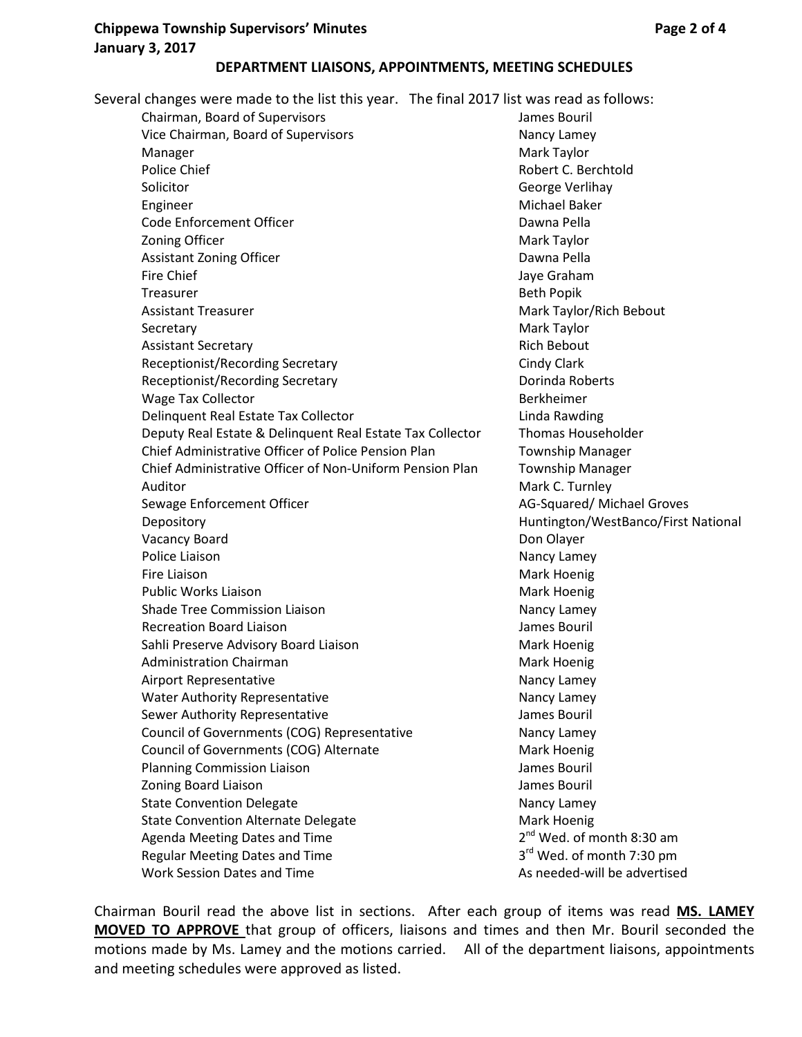## DEPARTMENT LIAISONS, APPOINTMENTS, MEETING SCHEDULES

Several changes were made to the list this year. The final 2017 list was read as follows:

| | |
|---|---|
| Chairman, Board of Supervisors | James Bouril |
| Vice Chairman, Board of Supervisors | Nancy Lamey |
| Manager | Mark Taylor |
| Police Chief | Robert C. Berchtold |
| Solicitor | George Verlihay |
| Engineer | Michael Baker |
| Code Enforcement Officer | Dawna Pella |
| Zoning Officer | Mark Taylor |
| Assistant Zoning Officer | Dawna Pella |
| Fire Chief | Jaye Graham |
| Treasurer | Beth Popik |
| Assistant Treasurer | Mark Taylor/Rich Bebout |
| Secretary | Mark Taylor |
| Assistant Secretary | Rich Bebout |
| Receptionist/Recording Secretary | Cindy Clark |
| Receptionist/Recording Secretary | Dorinda Roberts |
| Wage Tax Collector | Berkheimer |
| Delinquent Real Estate Tax Collector | Linda Rawding |
| Deputy Real Estate & Delinquent Real Estate Tax Collector | Thomas Householder |
| Chief Administrative Officer of Police Pension Plan | Township Manager |
| Chief Administrative Officer of Non-Uniform Pension Plan | Township Manager |
| Auditor | Mark C. Turnley |
| Sewage Enforcement Officer | AG-Squared/ Michael Groves |
| Depository | Huntington/WestBanco/First National |
| Vacancy Board | Don Olayer |
| Police Liaison | Nancy Lamey |
| Fire Liaison | Mark Hoenig |
| Public Works Liaison | Mark Hoenig |
| Shade Tree Commission Liaison | Nancy Lamey |
| Recreation Board Liaison | James Bouril |
| Sahli Preserve Advisory Board Liaison | Mark Hoenig |
| Administration Chairman | Mark Hoenig |
| Airport Representative | Nancy Lamey |
| Water Authority Representative | Nancy Lamey |
| Sewer Authority Representative | James Bouril |
| Council of Governments (COG) Representative | Nancy Lamey |
| Council of Governments (COG) Alternate | Mark Hoenig |
| Planning Commission Liaison | James Bouril |
| Zoning Board Liaison | James Bouril |
| State Convention Delegate | Nancy Lamey |
| State Convention Alternate Delegate | Mark Hoenig |
| Agenda Meeting Dates and Time | 2nd Wed. of month 8:30 am |
| Regular Meeting Dates and Time | 3rd Wed. of month 7:30 pm |
| Work Session Dates and Time | As needed-will be advertised |

Chairman Bouril read the above list in sections. After each group of items was read **MS. LAMEY MOVED TO APPROVE** that group of officers, liaisons and times and then Mr. Bouril seconded the motions made by Ms. Lamey and the motions carried. All of the department liaisons, appointments and meeting schedules were approved as listed.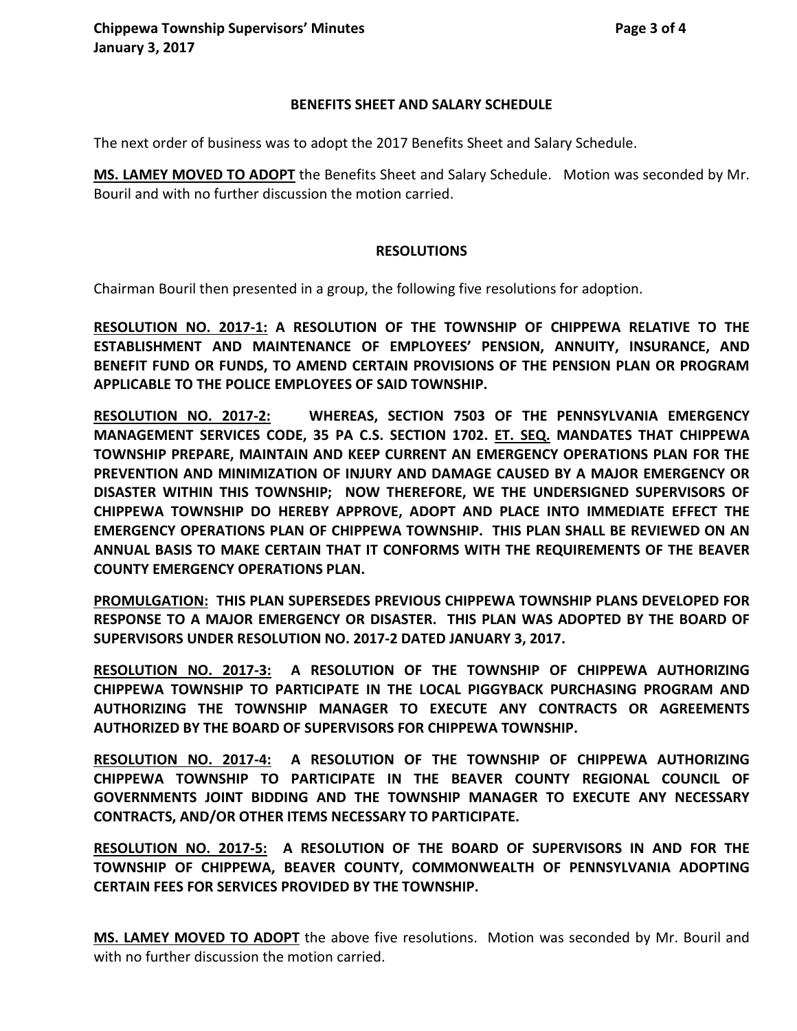## BENEFITS SHEET AND SALARY SCHEDULE

The next order of business was to adopt the 2017 Benefits Sheet and Salary Schedule.

**MS. LAMEY MOVED TO ADOPT** the Benefits Sheet and Salary Schedule. Motion was seconded by Mr. Bouril and with no further discussion the motion carried.

## RESOLUTIONS

Chairman Bouril then presented in a group, the following five resolutions for adoption.

**RESOLUTION NO. 2017-1: A RESOLUTION OF THE TOWNSHIP OF CHIPPEWA RELATIVE TO THE ESTABLISHMENT AND MAINTENANCE OF EMPLOYEES' PENSION, ANNUITY, INSURANCE, AND BENEFIT FUND OR FUNDS, TO AMEND CERTAIN PROVISIONS OF THE PENSION PLAN OR PROGRAM APPLICABLE TO THE POLICE EMPLOYEES OF SAID TOWNSHIP.**

**RESOLUTION NO. 2017-2: WHEREAS, SECTION 7503 OF THE PENNSYLVANIA EMERGENCY MANAGEMENT SERVICES CODE, 35 PA C.S. SECTION 1702. ET. SEQ. MANDATES THAT CHIPPEWA TOWNSHIP PREPARE, MAINTAIN AND KEEP CURRENT AN EMERGENCY OPERATIONS PLAN FOR THE PREVENTION AND MINIMIZATION OF INJURY AND DAMAGE CAUSED BY A MAJOR EMERGENCY OR DISASTER WITHIN THIS TOWNSHIP; NOW THEREFORE, WE THE UNDERSIGNED SUPERVISORS OF CHIPPEWA TOWNSHIP DO HEREBY APPROVE, ADOPT AND PLACE INTO IMMEDIATE EFFECT THE EMERGENCY OPERATIONS PLAN OF CHIPPEWA TOWNSHIP. THIS PLAN SHALL BE REVIEWED ON AN ANNUAL BASIS TO MAKE CERTAIN THAT IT CONFORMS WITH THE REQUIREMENTS OF THE BEAVER COUNTY EMERGENCY OPERATIONS PLAN.**

**PROMULGATION: THIS PLAN SUPERSEDES PREVIOUS CHIPPEWA TOWNSHIP PLANS DEVELOPED FOR RESPONSE TO A MAJOR EMERGENCY OR DISASTER. THIS PLAN WAS ADOPTED BY THE BOARD OF SUPERVISORS UNDER RESOLUTION NO. 2017-2 DATED JANUARY 3, 2017.**

**RESOLUTION NO. 2017-3: A RESOLUTION OF THE TOWNSHIP OF CHIPPEWA AUTHORIZING CHIPPEWA TOWNSHIP TO PARTICIPATE IN THE LOCAL PIGGYBACK PURCHASING PROGRAM AND AUTHORIZING THE TOWNSHIP MANAGER TO EXECUTE ANY CONTRACTS OR AGREEMENTS AUTHORIZED BY THE BOARD OF SUPERVISORS FOR CHIPPEWA TOWNSHIP.**

**RESOLUTION NO. 2017-4: A RESOLUTION OF THE TOWNSHIP OF CHIPPEWA AUTHORIZING CHIPPEWA TOWNSHIP TO PARTICIPATE IN THE BEAVER COUNTY REGIONAL COUNCIL OF GOVERNMENTS JOINT BIDDING AND THE TOWNSHIP MANAGER TO EXECUTE ANY NECESSARY CONTRACTS, AND/OR OTHER ITEMS NECESSARY TO PARTICIPATE.**

**RESOLUTION NO. 2017-5: A RESOLUTION OF THE BOARD OF SUPERVISORS IN AND FOR THE TOWNSHIP OF CHIPPEWA, BEAVER COUNTY, COMMONWEALTH OF PENNSYLVANIA ADOPTING CERTAIN FEES FOR SERVICES PROVIDED BY THE TOWNSHIP.**

**MS. LAMEY MOVED TO ADOPT** the above five resolutions. Motion was seconded by Mr. Bouril and with no further discussion the motion carried.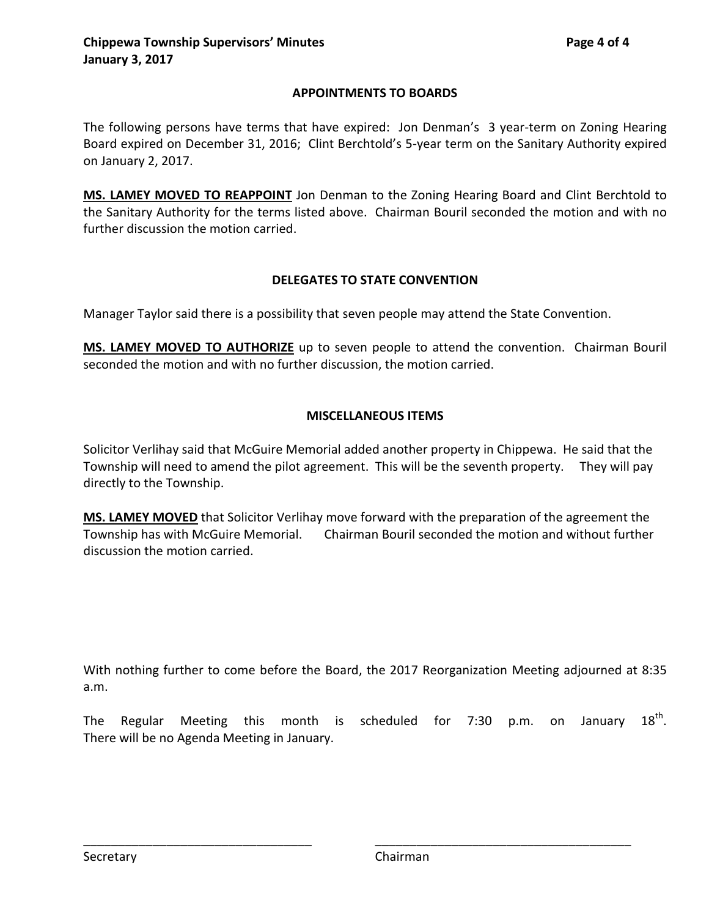## APPOINTMENTS TO BOARDS

The following persons have terms that have expired: Jon Denman's 3 year-term on Zoning Hearing Board expired on December 31, 2016; Clint Berchtold's 5-year term on the Sanitary Authority expired on January 2, 2017.

**MS. LAMEY MOVED TO REAPPOINT** Jon Denman to the Zoning Hearing Board and Clint Berchtold to the Sanitary Authority for the terms listed above. Chairman Bouril seconded the motion and with no further discussion the motion carried.

## DELEGATES TO STATE CONVENTION

Manager Taylor said there is a possibility that seven people may attend the State Convention.

**MS. LAMEY MOVED TO AUTHORIZE** up to seven people to attend the convention. Chairman Bouril seconded the motion and with no further discussion, the motion carried.

## MISCELLANEOUS ITEMS

Solicitor Verlihay said that McGuire Memorial added another property in Chippewa. He said that the Township will need to amend the pilot agreement. This will be the seventh property. They will pay directly to the Township.

**MS. LAMEY MOVED** that Solicitor Verlihay move forward with the preparation of the agreement the Township has with McGuire Memorial. Chairman Bouril seconded the motion and without further discussion the motion carried.

With nothing further to come before the Board, the 2017 Reorganization Meeting adjourned at 8:35 a.m.

The Regular Meeting this month is scheduled for 7:30 p.m. on January 18th. There will be no Agenda Meeting in January.

\_\_\_\_\_\_\_\_\_\_\_\_\_\_\_\_\_\_\_\_\_\_\_\_\_\_\_\_\_\_\_\_ \_\_\_\_\_\_\_\_\_\_\_\_\_\_\_\_\_\_\_\_\_\_\_\_\_\_\_\_\_\_\_\_\_\_\_\_\_

Secretary Chairman